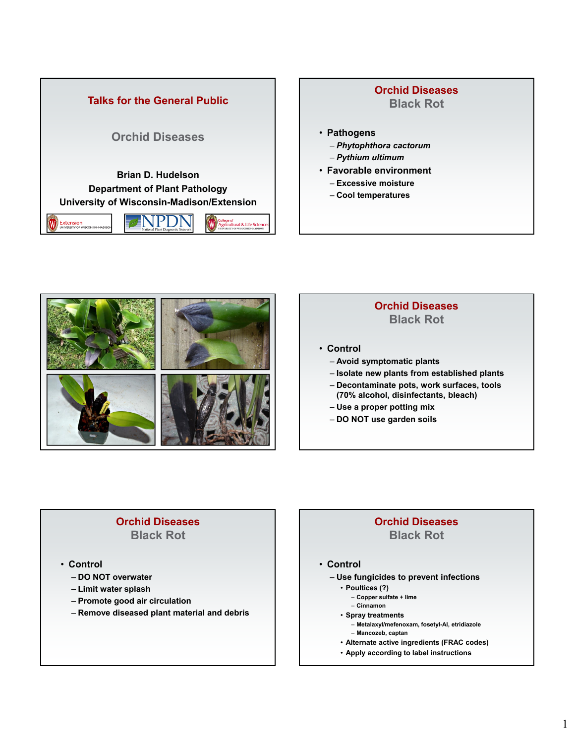## Talks for the General Public

### Orchid Diseases

**Brian D. Hudelson**
**Department of Plant Pathology**
**University of Wisconsin-Madison/Extension**

Extension University of Wisconsin-Madison | NPDN National Plant Diagnostic Network | College of Agricultural & Life Sciences University of Wisconsin-Madison

---

## Orchid Diseases
### Black Rot

- **Pathogens**
  - *Phytophthora cactorum*
  - *Pythium ultimum*
- **Favorable environment**
  - Excessive moisture
  - Cool temperatures

---

## Orchid Diseases
### Black Rot

- **Control**
  - Avoid symptomatic plants
  - Isolate new plants from established plants
  - Decontaminate pots, work surfaces, tools (70% alcohol, disinfectants, bleach)
  - Use a proper potting mix
  - DO NOT use garden soils

---

## Orchid Diseases
### Black Rot

- **Control**
  - DO NOT overwater
  - Limit water splash
  - Promote good air circulation
  - Remove diseased plant material and debris

---

## Orchid Diseases
### Black Rot

- **Control**
  - Use fungicides to prevent infections
    - Poultices (?)
      - Copper sulfate + lime
      - Cinnamon
    - Spray treatments
      - Metalaxyl/mefenoxam, fosetyl-Al, etridiazole
      - Mancozeb, captan
    - Alternate active ingredients (FRAC codes)
    - Apply according to label instructions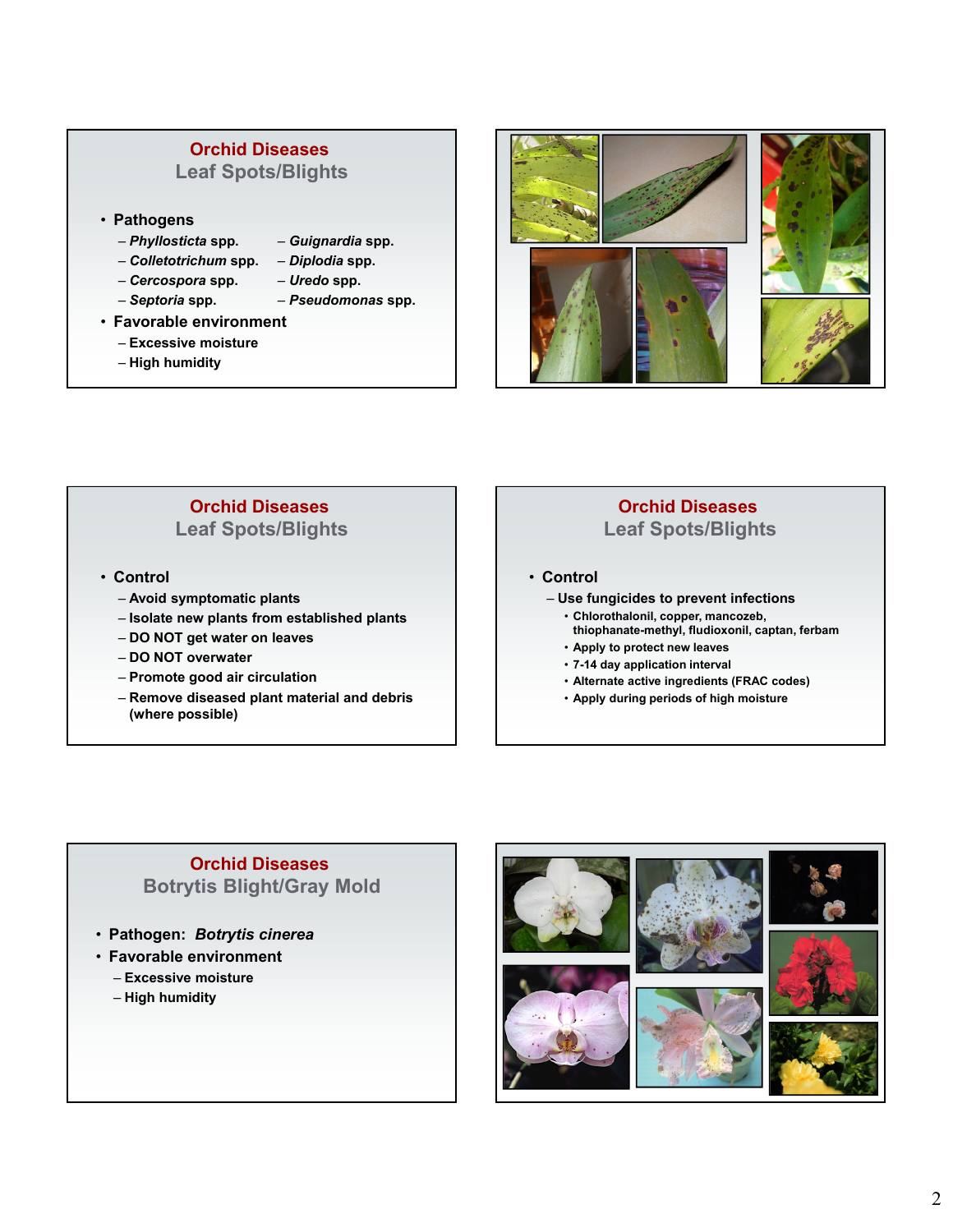## Orchid Diseases
### Leaf Spots/Blights

- **Pathogens**
  - ***Phyllosticta* spp.**
  - ***Colletotrichum* spp.**
  - ***Cercospora* spp.**
  - ***Septoria* spp.**
  - ***Guignardia* spp.**
  - ***Diplodia* spp.**
  - ***Uredo* spp.**
  - ***Pseudomonas* spp.**
- **Favorable environment**
  - Excessive moisture
  - High humidity

## Orchid Diseases
### Leaf Spots/Blights

- **Control**
  - Avoid symptomatic plants
  - Isolate new plants from established plants
  - DO NOT get water on leaves
  - DO NOT overwater
  - Promote good air circulation
  - Remove diseased plant material and debris (where possible)

## Orchid Diseases
### Leaf Spots/Blights

- **Control**
  - Use fungicides to prevent infections
    - Chlorothalonil, copper, mancozeb, thiophanate-methyl, fludioxonil, captan, ferbam
    - Apply to protect new leaves
    - 7-14 day application interval
    - Alternate active ingredients (FRAC codes)
    - Apply during periods of high moisture

## Orchid Diseases
### Botrytis Blight/Gray Mold

- **Pathogen:** ***Botrytis cinerea***
- **Favorable environment**
  - Excessive moisture
  - High humidity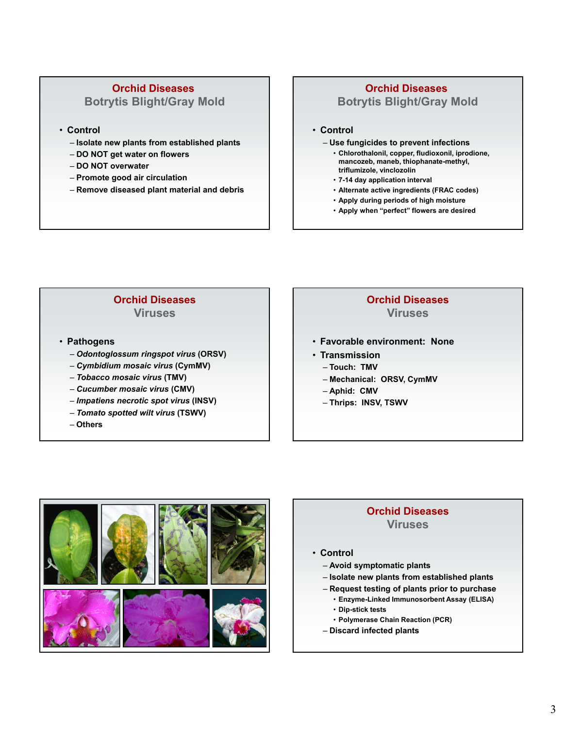## Orchid Diseases
### Botrytis Blight/Gray Mold

- **Control**
  - Isolate new plants from established plants
  - DO NOT get water on flowers
  - DO NOT overwater
  - Promote good air circulation
  - Remove diseased plant material and debris

## Orchid Diseases
### Botrytis Blight/Gray Mold

- **Control**
  - Use fungicides to prevent infections
    - Chlorothalonil, copper, fludioxonil, iprodione, mancozeb, maneb, thiophanate-methyl, triflumizole, vinclozolin
    - 7-14 day application interval
    - Alternate active ingredients (FRAC codes)
    - Apply during periods of high moisture
    - Apply when "perfect" flowers are desired

## Orchid Diseases
### Viruses

- **Pathogens**
  - ***Odontoglossum ringspot virus*** **(ORSV)**
  - ***Cymbidium mosaic virus*** **(CymMV)**
  - ***Tobacco mosaic virus*** **(TMV)**
  - ***Cucumber mosaic virus*** **(CMV)**
  - ***Impatiens necrotic spot virus*** **(INSV)**
  - ***Tomato spotted wilt virus*** **(TSWV)**
  - Others

## Orchid Diseases
### Viruses

- **Favorable environment: None**
- **Transmission**
  - Touch: TMV
  - Mechanical: ORSV, CymMV
  - Aphid: CMV
  - Thrips: INSV, TSWV

## Orchid Diseases
### Viruses

- **Control**
  - Avoid symptomatic plants
  - Isolate new plants from established plants
  - Request testing of plants prior to purchase
    - Enzyme-Linked Immunosorbent Assay (ELISA)
    - Dip-stick tests
    - Polymerase Chain Reaction (PCR)
  - Discard infected plants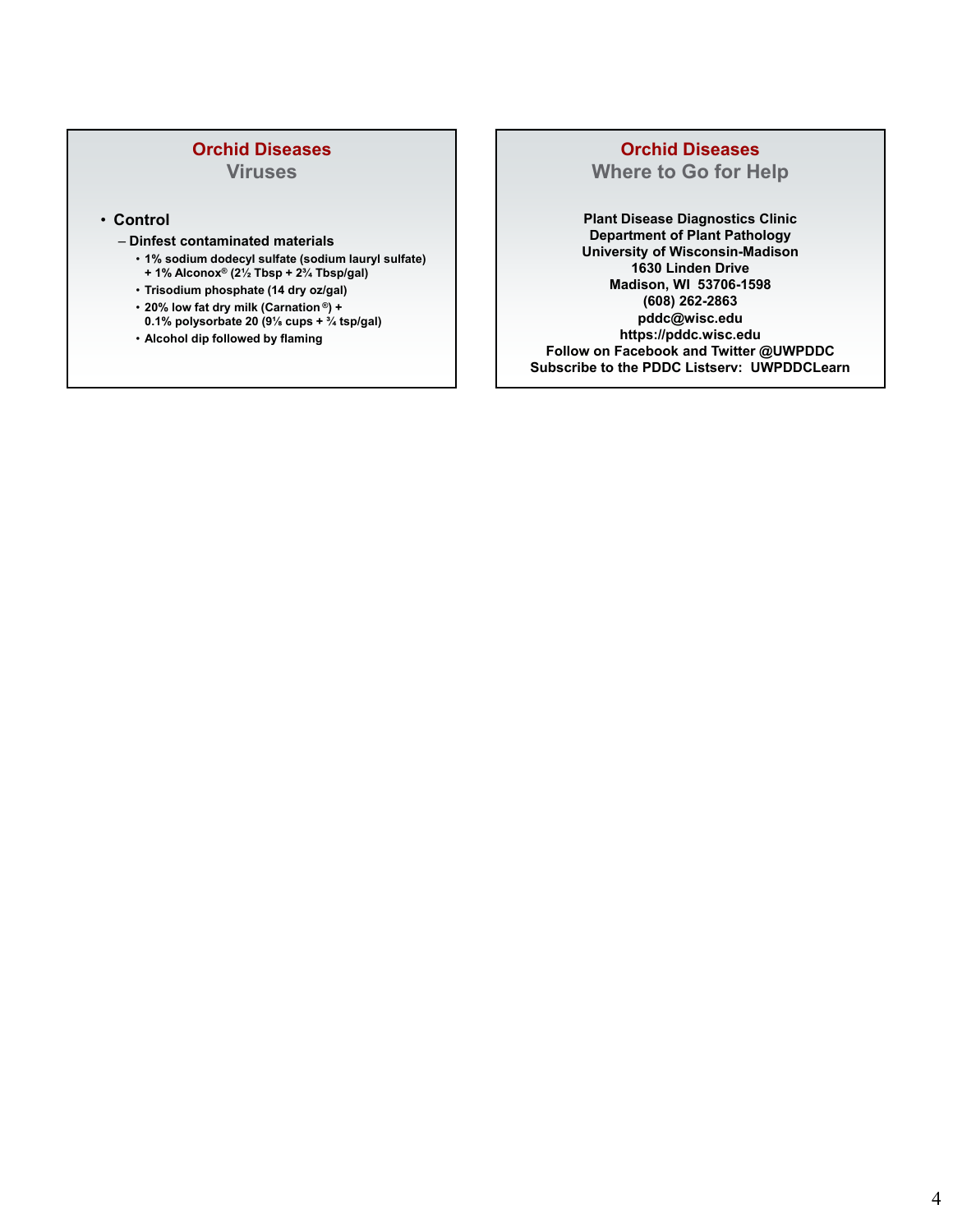## Orchid Diseases
### Viruses

- **Control**
  - **Dinfest contaminated materials**
    - **1% sodium dodecyl sulfate (sodium lauryl sulfate) + 1% Alconox® (2½ Tbsp + 2¾ Tbsp/gal)**
    - **Trisodium phosphate (14 dry oz/gal)**
    - **20% low fat dry milk (Carnation®) + 0.1% polysorbate 20 (9⅛ cups + ¾ tsp/gal)**
    - **Alcohol dip followed by flaming**

## Orchid Diseases
### Where to Go for Help

**Plant Disease Diagnostics Clinic**
**Department of Plant Pathology**
**University of Wisconsin-Madison**
**1630 Linden Drive**
**Madison, WI 53706-1598**
**(608) 262-2863**
**pddc@wisc.edu**
**https://pddc.wisc.edu**
**Follow on Facebook and Twitter @UWPDDC**
**Subscribe to the PDDC Listserv: UWPDDCLearn**